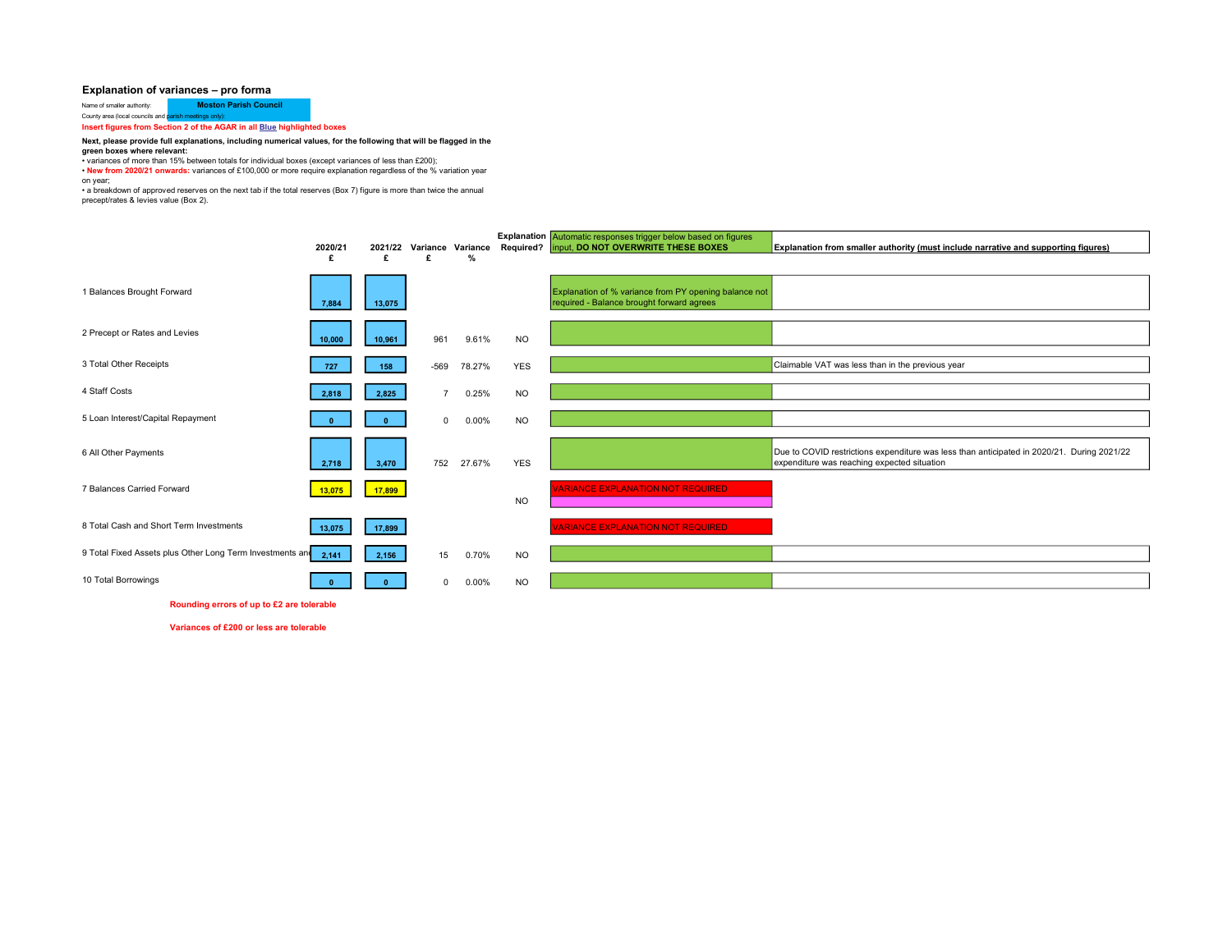## Explanation of variances – pro forma

Name of smaller authority: **Moston Parish Council**

County area (local councils and parish meetings only):

**Insert figures from Section 2 of the AGAR in all Blue highlighted boxes**

**Next, please provide full explanations, including numerical values, for the following that will be flagged in the green boxes where relevant:**

- variances of more than 15% between totals for individual boxes (except variances of less than £200);
- **New from 2020/21 onwards:** variances of £100,000 or more require explanation regardless of the % variation year on year;
- a breakdown of approved reserves on the next tab if the total reserves (Box 7) figure is more than twice the annual precept/rates & levies value (Box 2).

| | 2020/21 £ | 2021/22 £ | Variance £ | Variance % | Explanation Required? | Automatic responses trigger below based on figures input, **DO NOT OVERWRITE THESE BOXES** | **Explanation from smaller authority (must include narrative and supporting figures)** |
|---|---|---|---|---|---|---|---|
| 1 Balances Brought Forward | 7,884 | 13,075 | | | | Explanation of % variance from PY opening balance not required - Balance brought forward agrees | |
| 2 Precept or Rates and Levies | 10,000 | 10,961 | 961 | 9.61% | NO | | |
| 3 Total Other Receipts | 727 | 158 | -569 | 78.27% | YES | | Claimable VAT was less than in the previous year |
| 4 Staff Costs | 2,818 | 2,825 | 7 | 0.25% | NO | | |
| 5 Loan Interest/Capital Repayment | 0 | 0 | 0 | 0.00% | NO | | |
| 6 All Other Payments | 2,718 | 3,470 | 752 | 27.67% | YES | | Due to COVID restrictions expenditure was less than anticipated in 2020/21. During 2021/22 expenditure was reaching expected situation |
| 7 Balances Carried Forward | 13,075 | 17,899 | | | NO | VARIANCE EXPLANATION NOT REQUIRED | |
| 8 Total Cash and Short Term Investments | 13,075 | 17,899 | | | | VARIANCE EXPLANATION NOT REQUIRED | |
| 9 Total Fixed Assets plus Other Long Term Investments and Assets | 2,141 | 2,156 | 15 | 0.70% | NO | | |
| 10 Total Borrowings | 0 | 0 | 0 | 0.00% | NO | | |

**Rounding errors of up to £2 are tolerable**

**Variances of £200 or less are tolerable**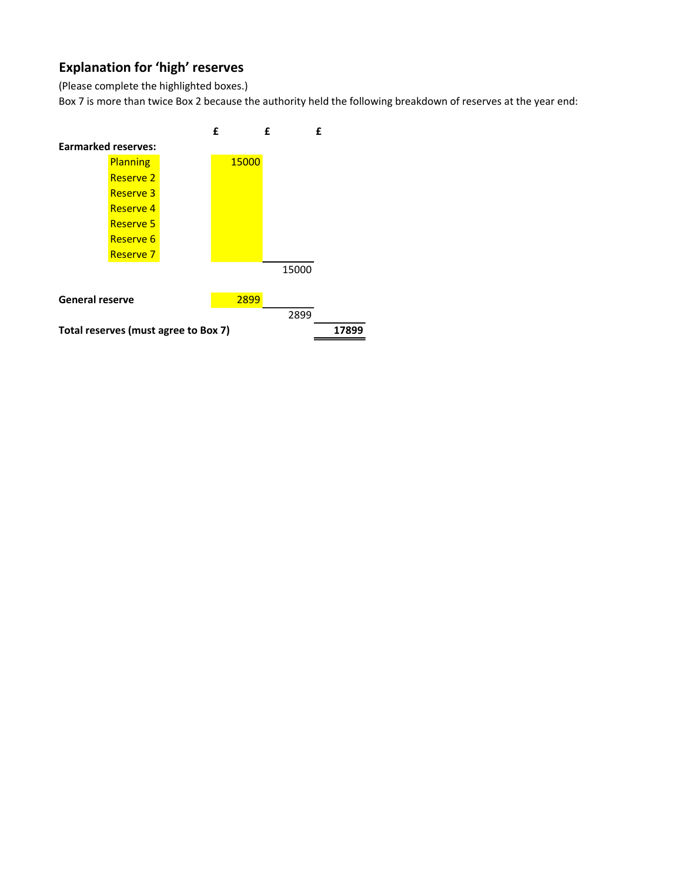## Explanation for 'high' reserves

(Please complete the highlighted boxes.)

Box 7 is more than twice Box 2 because the authority held the following breakdown of reserves at the year end:

| | | £ | £ | £ |
|---|---|---|---|---|
| **Earmarked reserves:** | | | | |
| | Planning | 15000 | | |
| | Reserve 2 | | | |
| | Reserve 3 | | | |
| | Reserve 4 | | | |
| | Reserve 5 | | | |
| | Reserve 6 | | | |
| | Reserve 7 | | | |
| | | | 15000 | |
| **General reserve** | | 2899 | | |
| | | | 2899 | |
| **Total reserves (must agree to Box 7)** | | | | **17899** |